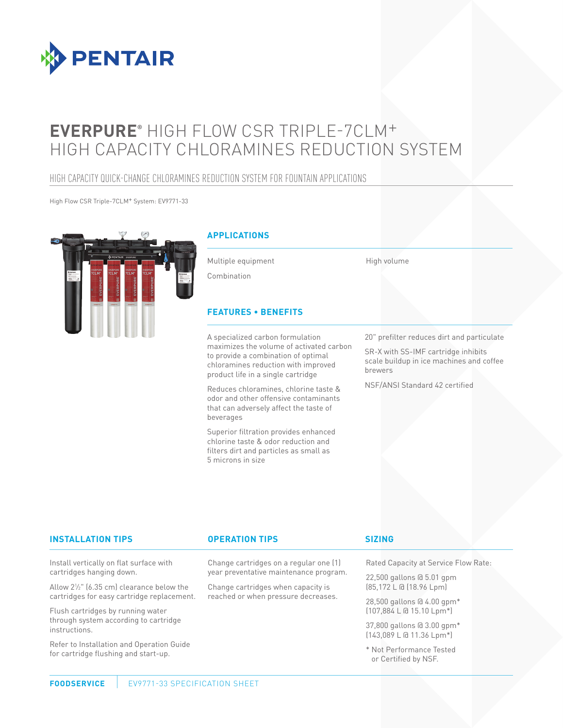PENTAIR

# EVERPURE® HIGH FLOW CSR TRIPLE-7CLM+ HIGH CAPACITY CHLORAMINES REDUCTION SYSTEM

## HIGH CAPACITY QUICK-CHANGE CHLORAMINES REDUCTION SYSTEM FOR FOUNTAIN APPLICATIONS

High Flow CSR Triple-7CLM+ System: EV9771-33

### APPLICATIONS

- Multiple equipment
- Combination
- High volume

### FEATURES • BENEFITS

- A specialized carbon formulation maximizes the volume of activated carbon to provide a combination of optimal chloramines reduction with improved product life in a single cartridge
- Reduces chloramines, chlorine taste & odor and other offensive contaminants that can adversely affect the taste of beverages
- Superior filtration provides enhanced chlorine taste & odor reduction and filters dirt and particles as small as 5 microns in size
- 20" prefilter reduces dirt and particulate
- SR-X with SS-IMF cartridge inhibits scale buildup in ice machines and coffee brewers
- NSF/ANSI Standard 42 certified

### INSTALLATION TIPS

Install vertically on flat surface with cartridges hanging down.

Allow 2½" (6.35 cm) clearance below the cartridges for easy cartridge replacement.

Flush cartridges by running water through system according to cartridge instructions.

Refer to Installation and Operation Guide for cartridge flushing and start-up.

### OPERATION TIPS

Change cartridges on a regular one (1) year preventative maintenance program.

Change cartridges when capacity is reached or when pressure decreases.

### SIZING

Rated Capacity at Service Flow Rate:

22,500 gallons @ 5.01 gpm (85,172 L @ (18.96 Lpm)

28,500 gallons @ 4.00 gpm* (107,884 L @ 15.10 Lpm*)

37,800 gallons @ 3.00 gpm* (143,089 L @ 11.36 Lpm*)

* Not Performance Tested or Certified by NSF.

FOODSERVICE | EV9771-33 SPECIFICATION SHEET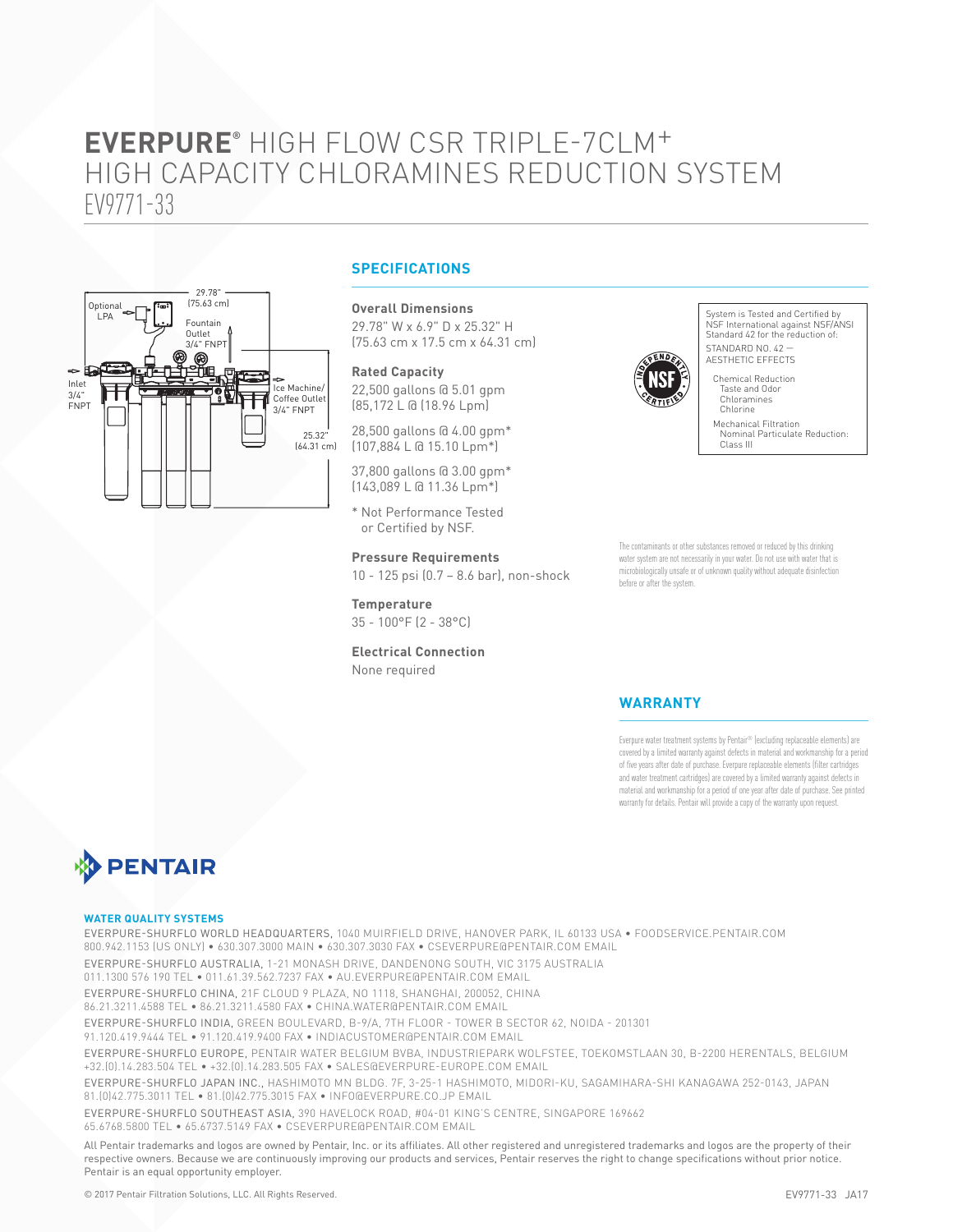# **EVERPURE**® HIGH FLOW CSR TRIPLE-7CLM+ HIGH CAPACITY CHLORAMINES REDUCTION SYSTEM

EV9771-33

Optional LPA

29.78" (75.63 cm)

Fountain Outlet 3/4" FNPT

Inlet 3/4" FNPT

Ice Machine/ Coffee Outlet 3/4" FNPT

25.32" (64.31 cm)

## SPECIFICATIONS

**Overall Dimensions**

29.78" W x 6.9" D x 25.32" H
(75.63 cm x 17.5 cm x 64.31 cm)

**Rated Capacity**

22,500 gallons @ 5.01 gpm
(85,172 L @ (18.96 Lpm)

28,500 gallons @ 4.00 gpm*
(107,884 L @ 15.10 Lpm*)

37,800 gallons @ 3.00 gpm*
(143,089 L @ 11.36 Lpm*)

* Not Performance Tested or Certified by NSF.

**Pressure Requirements**

10 - 125 psi (0.7 – 8.6 bar), non-shock

**Temperature**

35 - 100°F (2 - 38°C)

**Electrical Connection**

None required

INDEPENDENTLY NSF CERTIFIED

System is Tested and Certified by NSF International against NSF/ANSI Standard 42 for the reduction of:

STANDARD NO. 42 — AESTHETIC EFFECTS

Chemical Reduction
- Taste and Odor
- Chloramines
- Chlorine

Mechanical Filtration
- Nominal Particulate Reduction: Class III

The contaminants or other substances removed or reduced by this drinking water system are not necessarily in your water. Do not use with water that is microbiologically unsafe or of unknown quality without adequate disinfection before or after the system.

## WARRANTY

Everpure water treatment systems by Pentair® (excluding replaceable elements) are covered by a limited warranty against defects in material and workmanship for a period of five years after date of purchase. Everpure replaceable elements (filter cartridges and water treatment cartridges) are covered by a limited warranty against defects in material and workmanship for a period of one year after date of purchase. See printed warranty for details. Pentair will provide a copy of the warranty upon request.

**PENTAIR**

**WATER QUALITY SYSTEMS**

EVERPURE-SHURFLO WORLD HEADQUARTERS, 1040 MUIRFIELD DRIVE, HANOVER PARK, IL 60133 USA • FOODSERVICE.PENTAIR.COM
800.942.1153 (US ONLY) • 630.307.3000 MAIN • 630.307.3030 FAX • CSEVERPURE@PENTAIR.COM EMAIL

EVERPURE-SHURFLO AUSTRALIA, 1-21 MONASH DRIVE, DANDENONG SOUTH, VIC 3175 AUSTRALIA
011.1300 576 190 TEL • 011.61.39.562.7237 FAX • AU.EVERPURE@PENTAIR.COM EMAIL

EVERPURE-SHURFLO CHINA, 21F CLOUD 9 PLAZA, NO 1118, SHANGHAI, 200052, CHINA
86.21.3211.4588 TEL • 86.21.3211.4580 FAX • CHINA.WATER@PENTAIR.COM EMAIL

EVERPURE-SHURFLO INDIA, GREEN BOULEVARD, B-9/A, 7TH FLOOR - TOWER B SECTOR 62, NOIDA - 201301
91.120.419.9444 TEL • 91.120.419.9400 FAX • INDIACUSTOMER@PENTAIR.COM EMAIL

EVERPURE-SHURFLO EUROPE, PENTAIR WATER BELGIUM BVBA, INDUSTRIEPARK WOLFSTEE, TOEKOMSTLAAN 30, B-2200 HERENTALS, BELGIUM
+32.(0).14.283.504 TEL • +32.(0).14.283.505 FAX • SALES@EVERPURE-EUROPE.COM EMAIL

EVERPURE-SHURFLO JAPAN INC., HASHIMOTO MN BLDG. 7F, 3-25-1 HASHIMOTO, MIDORI-KU, SAGAMIHARA-SHI KANAGAWA 252-0143, JAPAN
81.(0)42.775.3011 TEL • 81.(0)42.775.3015 FAX • INFO@EVERPURE.CO.JP EMAIL

EVERPURE-SHURFLO SOUTHEAST ASIA, 390 HAVELOCK ROAD, #04-01 KING'S CENTRE, SINGAPORE 169662
65.6768.5800 TEL • 65.6737.5149 FAX • CSEVERPURE@PENTAIR.COM EMAIL

All Pentair trademarks and logos are owned by Pentair, Inc. or its affiliates. All other registered and unregistered trademarks and logos are the property of their respective owners. Because we are continuously improving our products and services, Pentair reserves the right to change specifications without prior notice. Pentair is an equal opportunity employer.

© 2017 Pentair Filtration Solutions, LLC. All Rights Reserved.

EV9771-33 JA17